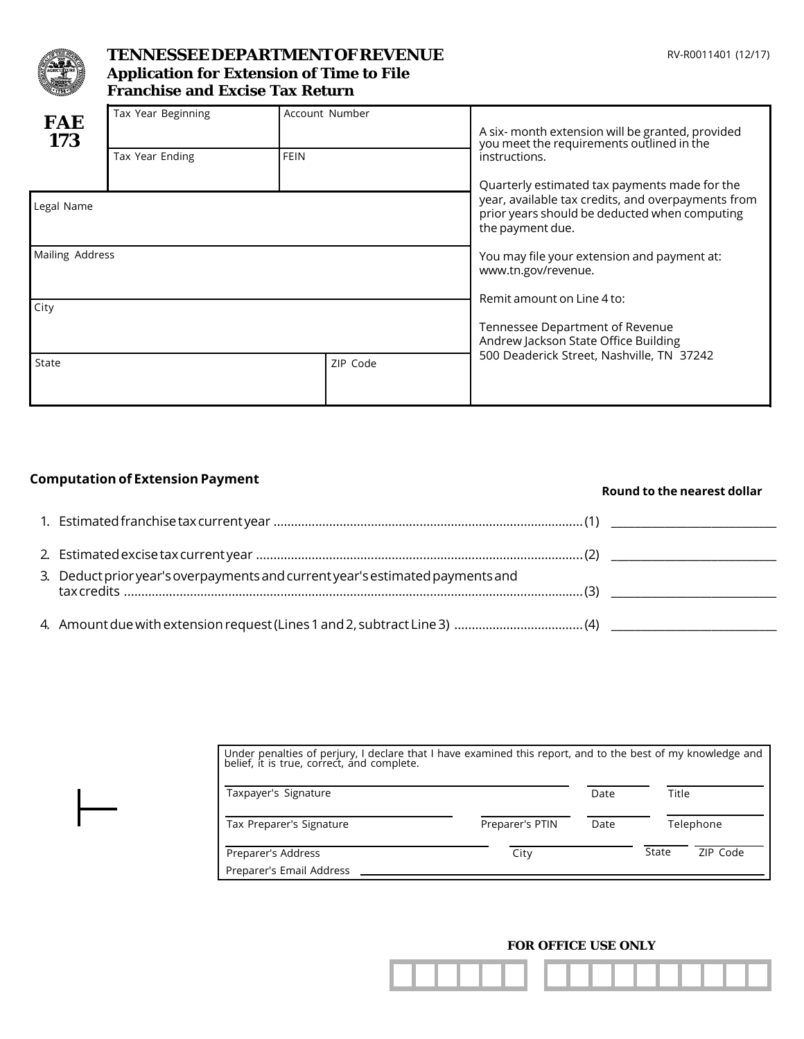# TENNESSEE DEPARTMENT OF REVENUE

## Application for Extension of Time to File Franchise and Excise Tax Return

RV-R0011401 (12/17)

**FAE 173**

| Tax Year Beginning | Account Number |
|---|---|
| Tax Year Ending | FEIN |

| Legal Name | |
|---|---|
| Mailing Address | |
| City | |
| State | ZIP Code |

A six- month extension will be granted, provided you meet the requirements outlined in the instructions.

Quarterly estimated tax payments made for the year, available tax credits, and overpayments from prior years should be deducted when computing the payment due.

You may file your extension and payment at: www.tn.gov/revenue.

Remit amount on Line 4 to:

Tennessee Department of Revenue
Andrew Jackson State Office Building
500 Deaderick Street, Nashville, TN 37242

### Computation of Extension Payment

**Round to the nearest dollar**

1. Estimated franchise tax current year ........................................................................................ (1) ____________________________
2. Estimated excise tax current year ............................................................................................ (2) ____________________________
3. Deduct prior year's overpayments and current year's estimated payments and tax credits .................................................................................................................................... (3) ____________________________
4. Amount due with extension request (Lines 1 and 2, subtract Line 3) ..................................... (4) ____________________________

Under penalties of perjury, I declare that I have examined this report, and to the best of my knowledge and belief, it is true, correct, and complete.

| Taxpayer's Signature | | Date | Title |
|---|---|---|---|
| Tax Preparer's Signature | Preparer's PTIN | Date | Telephone |
| Preparer's Address | City | State | ZIP Code |

Preparer's Email Address ______________________________

**FOR OFFICE USE ONLY**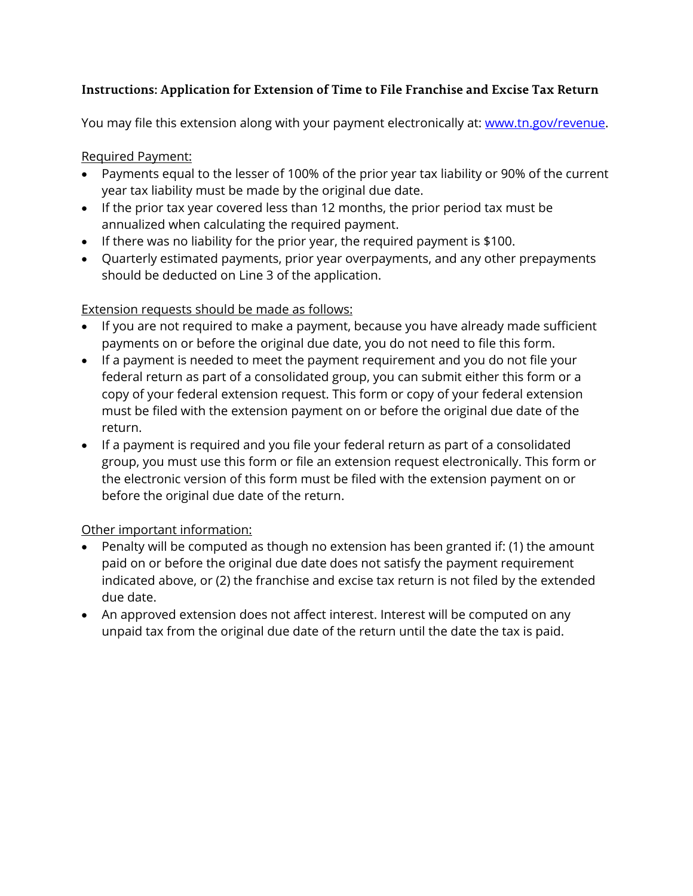**Instructions: Application for Extension of Time to File Franchise and Excise Tax Return**

You may file this extension along with your payment electronically at: [www.tn.gov/revenue](www.tn.gov/revenue).

Required Payment:

- Payments equal to the lesser of 100% of the prior year tax liability or 90% of the current year tax liability must be made by the original due date.
- If the prior tax year covered less than 12 months, the prior period tax must be annualized when calculating the required payment.
- If there was no liability for the prior year, the required payment is $100.
- Quarterly estimated payments, prior year overpayments, and any other prepayments should be deducted on Line 3 of the application.

Extension requests should be made as follows:

- If you are not required to make a payment, because you have already made sufficient payments on or before the original due date, you do not need to file this form.
- If a payment is needed to meet the payment requirement and you do not file your federal return as part of a consolidated group, you can submit either this form or a copy of your federal extension request. This form or copy of your federal extension must be filed with the extension payment on or before the original due date of the return.
- If a payment is required and you file your federal return as part of a consolidated group, you must use this form or file an extension request electronically. This form or the electronic version of this form must be filed with the extension payment on or before the original due date of the return.

Other important information:

- Penalty will be computed as though no extension has been granted if: (1) the amount paid on or before the original due date does not satisfy the payment requirement indicated above, or (2) the franchise and excise tax return is not filed by the extended due date.
- An approved extension does not affect interest. Interest will be computed on any unpaid tax from the original due date of the return until the date the tax is paid.